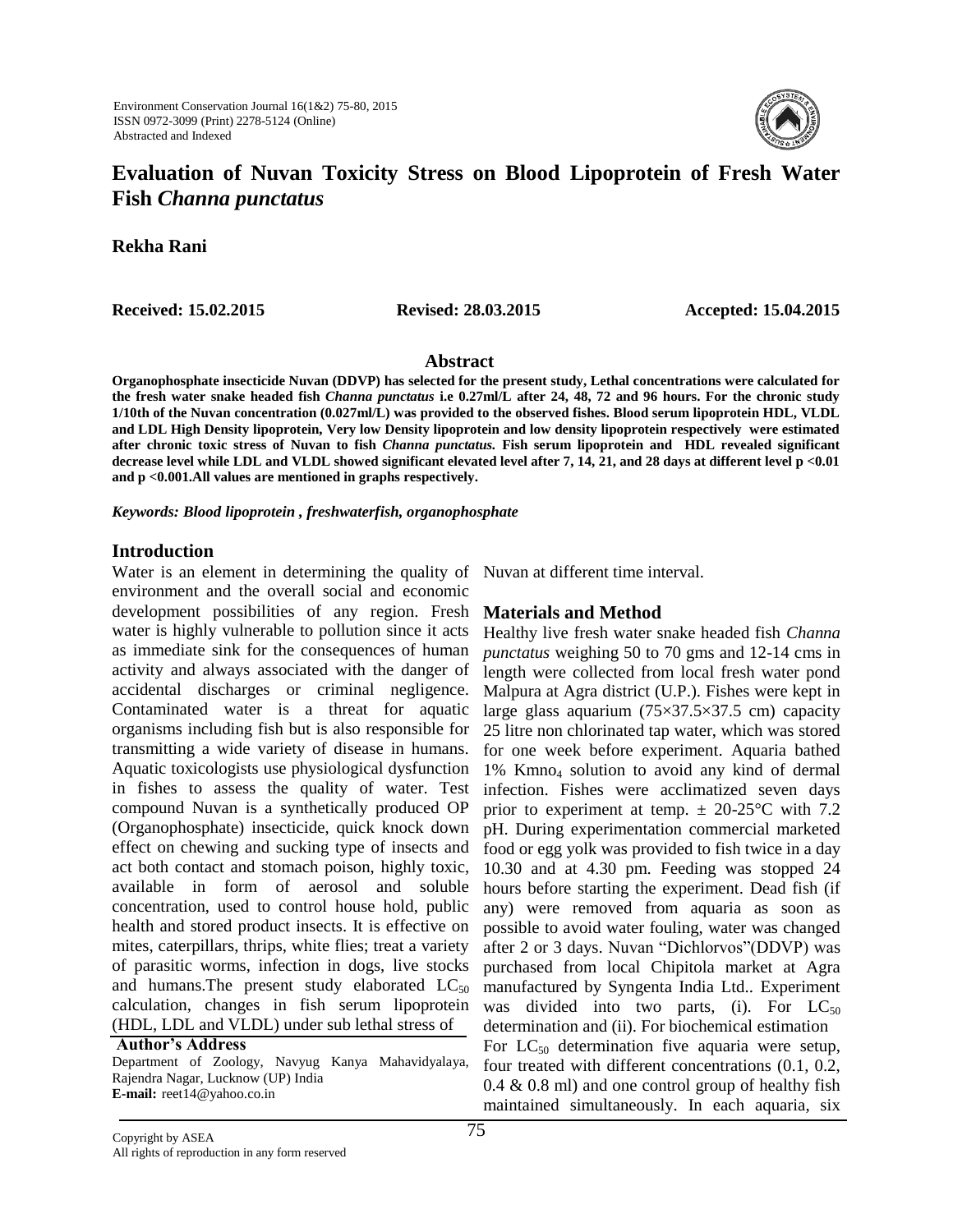# Evaluation of Nuvan Toxicity Stress on Blood Lipoprotein of Fresh Water Fish *Channa punctatus*

**Rekha Rani**

**Received: 15.02.2015** **Revised: 28.03.2015** **Accepted: 15.04.2015**

## Abstract

**Organophosphate insecticide Nuvan (DDVP) has selected for the present study, Lethal concentrations were calculated for the fresh water snake headed fish *Channa punctatus* i.e 0.27ml/L after 24, 48, 72 and 96 hours. For the chronic study 1/10th of the Nuvan concentration (0.027ml/L) was provided to the observed fishes. Blood serum lipoprotein HDL, VLDL and LDL High Density lipoprotein, Very low Density lipoprotein and low density lipoprotein respectively were estimated after chronic toxic stress of Nuvan to fish *Channa punctatus.* Fish serum lipoprotein and HDL revealed significant decrease level while LDL and VLDL showed significant elevated level after 7, 14, 21, and 28 days at different level $p < 0.01$ and $p < 0.001$.All values are mentioned in graphs respectively.**

***Keywords: Blood lipoprotein , freshwaterfish, organophosphate***

## Introduction

Water is an element in determining the quality of environment and the overall social and economic development possibilities of any region. Fresh water is highly vulnerable to pollution since it acts as immediate sink for the consequences of human activity and always associated with the danger of accidental discharges or criminal negligence. Contaminated water is a threat for aquatic organisms including fish but is also responsible for transmitting a wide variety of disease in humans. Aquatic toxicologists use physiological dysfunction in fishes to assess the quality of water. Test compound Nuvan is a synthetically produced OP (Organophosphate) insecticide, quick knock down effect on chewing and sucking type of insects and act both contact and stomach poison, highly toxic, available in form of aerosol and soluble concentration, used to control house hold, public health and stored product insects. It is effective on mites, caterpillars, thrips, white flies; treat a variety of parasitic worms, infection in dogs, live stocks and humans.The present study elaborated $LC_{50}$ calculation, changes in fish serum lipoprotein (HDL, LDL and VLDL) under sub lethal stress of Nuvan at different time interval.

**Author's Address**
Department of Zoology, Navyug Kanya Mahavidyalaya, Rajendra Nagar, Lucknow (UP) India
**E-mail:** reet14@yahoo.co.in

## Materials and Method

Healthy live fresh water snake headed fish *Channa punctatus* weighing 50 to 70 gms and 12-14 cms in length were collected from local fresh water pond Malpura at Agra district (U.P.). Fishes were kept in large glass aquarium (75×37.5×37.5 cm) capacity 25 litre non chlorinated tap water, which was stored for one week before experiment. Aquaria bathed 1% $Kmno_4$ solution to avoid any kind of dermal infection. Fishes were acclimatized seven days prior to experiment at temp. ± 20-25°C with 7.2 pH. During experimentation commercial marketed food or egg yolk was provided to fish twice in a day 10.30 and at 4.30 pm. Feeding was stopped 24 hours before starting the experiment. Dead fish (if any) were removed from aquaria as soon as possible to avoid water fouling, water was changed after 2 or 3 days. Nuvan "Dichlorvos"(DDVP) was purchased from local Chipitola market at Agra manufactured by Syngenta India Ltd.. Experiment was divided into two parts, (i). For $LC_{50}$ determination and (ii). For biochemical estimation

For $LC_{50}$ determination five aquaria were setup, four treated with different concentrations (0.1, 0.2, 0.4 & 0.8 ml) and one control group of healthy fish maintained simultaneously. In each aquaria, six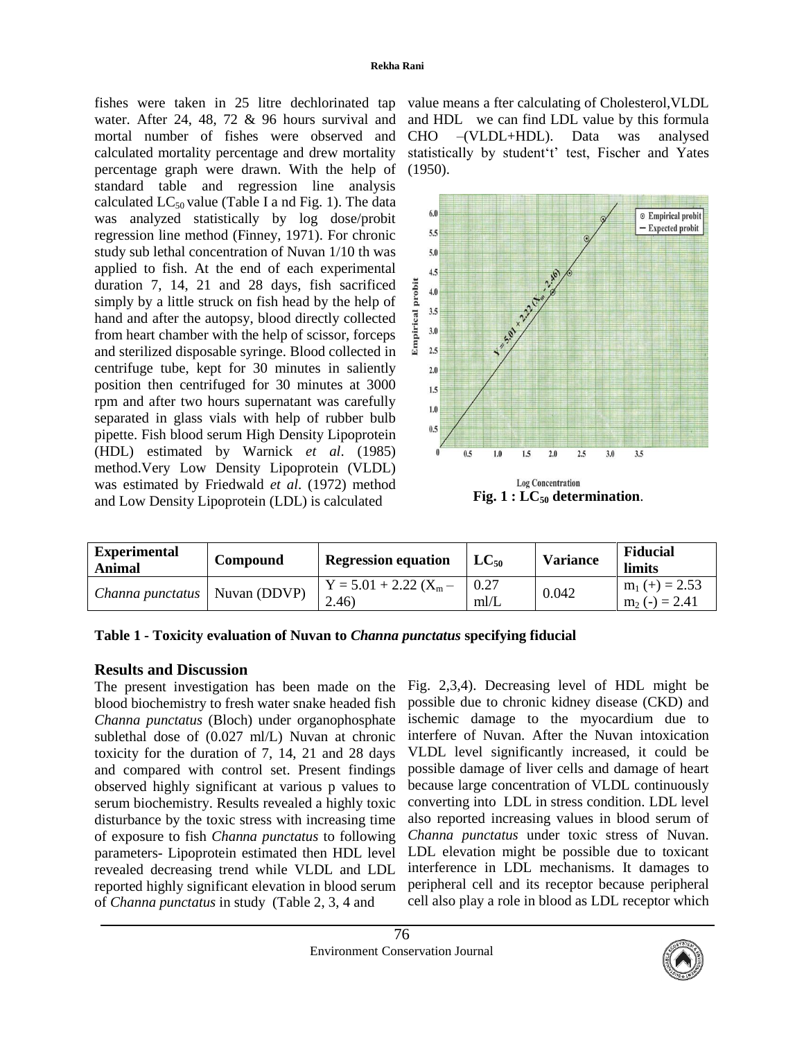fishes were taken in 25 litre dechlorinated tap water. After 24, 48, 72 & 96 hours survival and mortal number of fishes were observed and calculated mortality percentage and drew mortality percentage graph were drawn. With the help of standard table and regression line analysis calculated $LC_{50}$ value (Table I a nd Fig. 1). The data was analyzed statistically by log dose/probit regression line method (Finney, 1971). For chronic study sub lethal concentration of Nuvan 1/10 th was applied to fish. At the end of each experimental duration 7, 14, 21 and 28 days, fish sacrificed simply by a little struck on fish head by the help of hand and after the autopsy, blood directly collected from heart chamber with the help of scissor, forceps and sterilized disposable syringe. Blood collected in centrifuge tube, kept for 30 minutes in saliently position then centrifuged for 30 minutes at 3000 rpm and after two hours supernatant was carefully separated in glass vials with help of rubber bulb pipette. Fish blood serum High Density Lipoprotein (HDL) estimated by Warnick *et al*. (1985) method.Very Low Density Lipoprotein (VLDL) was estimated by Friedwald *et al*. (1972) method and Low Density Lipoprotein (LDL) is calculated value means a fter calculating of Cholesterol,VLDL and HDL we can find LDL value by this formula CHO –(VLDL+HDL). Data was analysed statistically by student't' test, Fischer and Yates (1950).

Empirical probit

6.0
5.5
5.0
4.5
4.0
3.5
3.0
2.5
2.0
1.5
1.0
0.5
0

0.5 1.0 1.5 2.0 2.5 3.0 3.5

Log Concentration

$Y = 5.01 + 2.22 (X_m - 2.46)$

⊙ Empirical probit
— Expected probit

**Fig. 1 : $LC_{50}$ determination**.

| Experimental Animal | Compound | Regression equation | $LC_{50}$ | Variance | Fiducial limits |
|---|---|---|---|---|---|
| *Channa punctatus* | Nuvan (DDVP) | $Y = 5.01 + 2.22 (X_m - 2.46)$ | 0.27 ml/L | 0.042 | $m_1 (+) = 2.53$ $m_2 (-) = 2.41$ |

**Table 1 - Toxicity evaluation of Nuvan to *Channa punctatus* specifying fiducial**

## Results and Discussion

The present investigation has been made on the blood biochemistry to fresh water snake headed fish *Channa punctatus* (Bloch) under organophosphate sublethal dose of (0.027 ml/L) Nuvan at chronic toxicity for the duration of 7, 14, 21 and 28 days and compared with control set. Present findings observed highly significant at various p values to serum biochemistry. Results revealed a highly toxic disturbance by the toxic stress with increasing time of exposure to fish *Channa punctatus* to following parameters- Lipoprotein estimated then HDL level revealed decreasing trend while VLDL and LDL reported highly significant elevation in blood serum of *Channa punctatus* in study (Table 2, 3, 4 and Fig. 2,3,4). Decreasing level of HDL might be possible due to chronic kidney disease (CKD) and ischemic damage to the myocardium due to interfere of Nuvan. After the Nuvan intoxication VLDL level significantly increased, it could be possible damage of liver cells and damage of heart because large concentration of VLDL continuously converting into LDL in stress condition. LDL level also reported increasing values in blood serum of *Channa punctatus* under toxic stress of Nuvan. LDL elevation might be possible due to toxicant interference in LDL mechanisms. It damages to peripheral cell and its receptor because peripheral cell also play a role in blood as LDL receptor which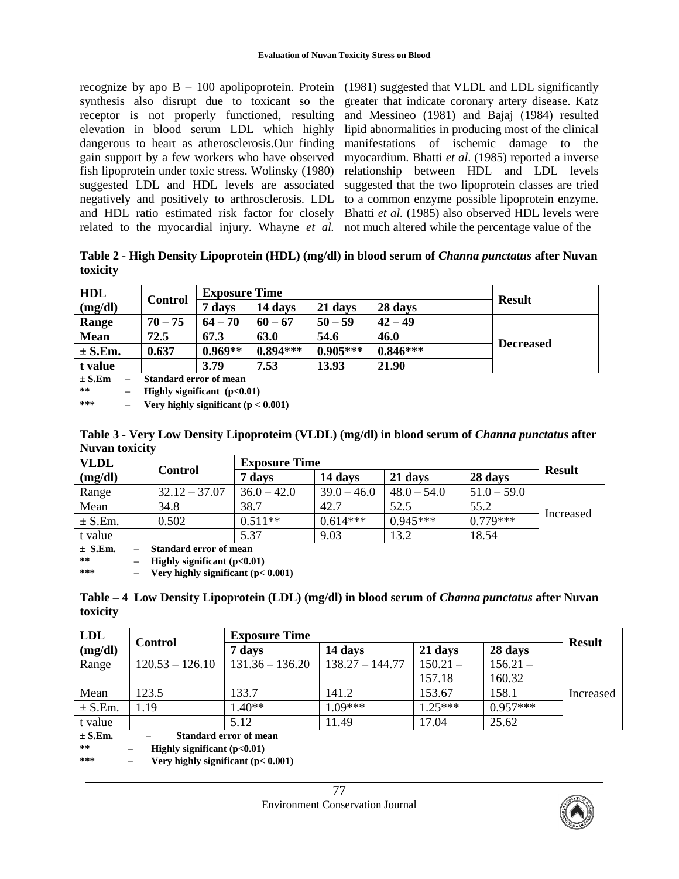recognize by apo B – 100 apolipoproteins. Protein synthesis also disrupt due to toxicant so the receptor is not properly functioned, resulting elevation in blood serum LDL which highly dangerous to heart as atherosclerosis.Our finding gain support by a few workers who have observed fish lipoprotein under toxic stress. Wolinsky (1980) suggested LDL and HDL levels are associated negatively and positively to arthrosclerosis. LDL and HDL ratio estimated risk factor for closely related to the myocardial injury. Whayne *et al.* (1981) suggested that VLDL and LDL significantly greater that indicate coronary artery disease. Katz and Messineo (1981) and Bajaj (1984) resulted lipid abnormalities in producing most of the clinical manifestations of ischemic damage to the myocardium. Bhatti *et al*. (1985) reported a inverse relationship between HDL and LDL levels suggested that the two lipoprotein classes are tried to a common enzyme possible lipoprotein enzyme. Bhatti *et al.* (1985) also observed HDL levels were not much altered while the percentage value of the

**Table 2 - High Density Lipoprotein (HDL) (mg/dl) in blood serum of *Channa punctatus* after Nuvan toxicity**

| HDL (mg/dl) | Control | Exposure Time | | | | Result |
|---|---|---|---|---|---|---|
| | | 7 days | 14 days | 21 days | 28 days | |
| Range | 70 – 75 | 64 – 70 | 60 – 67 | 50 – 59 | 42 – 49 | Decreased |
| Mean | 72.5 | 67.3 | 63.0 | 54.6 | 46.0 | |
| ± S.Em. | 0.637 | 0.969** | 0.894*** | 0.905*** | 0.846*** | |
| t value | | 3.79 | 7.53 | 13.93 | 21.90 | |

**± S.Em – Standard error of mean**
**** – Highly significant (p<0.01)**
***** – Very highly significant (p < 0.001)**

**Table 3 - Very Low Density Lipoproteim (VLDL) (mg/dl) in blood serum of *Channa punctatus* after Nuvan toxicity**

| VLDL (mg/dl) | Control | Exposure Time | | | | Result |
|---|---|---|---|---|---|---|
| | | 7 days | 14 days | 21 days | 28 days | |
| Range | 32.12 – 37.07 | 36.0 – 42.0 | 39.0 – 46.0 | 48.0 – 54.0 | 51.0 – 59.0 | Increased |
| Mean | 34.8 | 38.7 | 42.7 | 52.5 | 55.2 | |
| ± S.Em. | 0.502 | 0.511** | 0.614*** | 0.945*** | 0.779*** | |
| t value | | 5.37 | 9.03 | 13.2 | 18.54 | |

**± S.Em. – Standard error of mean**
**** – Highly significant (p<0.01)**
***** – Very highly significant (p< 0.001)**

**Table – 4 Low Density Lipoprotein (LDL) (mg/dl) in blood serum of *Channa punctatus* after Nuvan toxicity**

| LDL (mg/dl) | Control | Exposure Time | | | | Result |
|---|---|---|---|---|---|---|
| | | 7 days | 14 days | 21 days | 28 days | |
| Range | 120.53 – 126.10 | 131.36 – 136.20 | 138.27 – 144.77 | 150.21 – 157.18 | 156.21 – 160.32 | Increased |
| Mean | 123.5 | 133.7 | 141.2 | 153.67 | 158.1 | |
| ± S.Em. | 1.19 | 1.40** | 1.09*** | 1.25*** | 0.957*** | |
| t value | | 5.12 | 11.49 | 17.04 | 25.62 | |

**± S.Em. – Standard error of mean**
**** – Highly significant (p<0.01)**
***** – Very highly significant (p< 0.001)**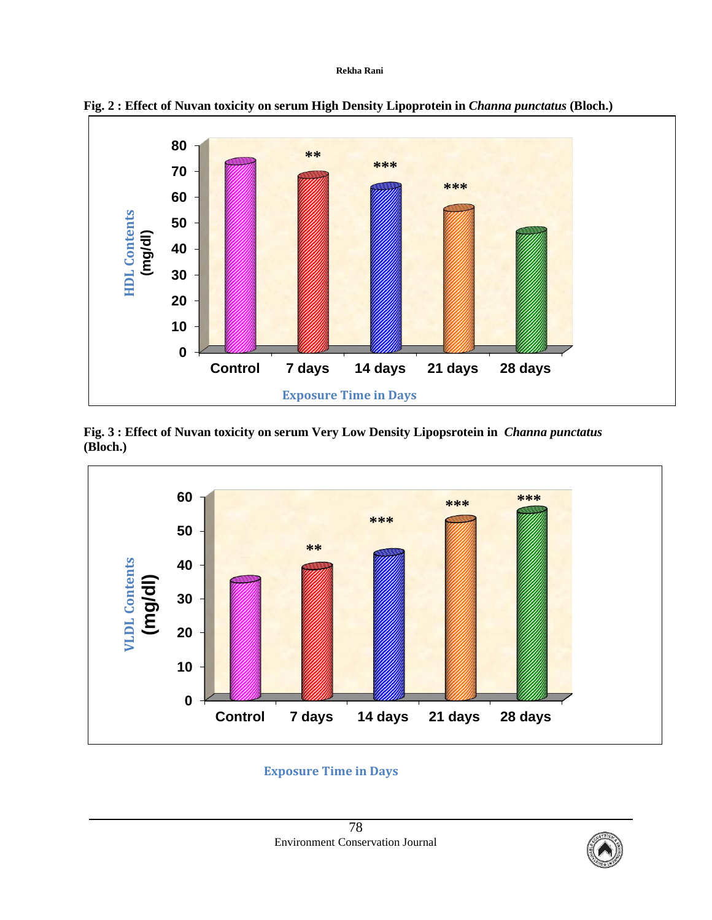**Fig. 2 : Effect of Nuvan toxicity on serum High Density Lipoprotein in *Channa punctatus* (Bloch.)**

HDL Contents (mg/dl)

80
70
60
50
40
30
20
10
0

**
***
***

Control
7 days
14 days
21 days
28 days

Exposure Time in Days

**Fig. 3 : Effect of Nuvan toxicity on serum Very Low Density Lipopsrotein in *Channa punctatus* (Bloch.)**

VLDL Contents (mg/dl)

60
50
40
30
20
10
0

**
***
***
***

Control
7 days
14 days
21 days
28 days

Exposure Time in Days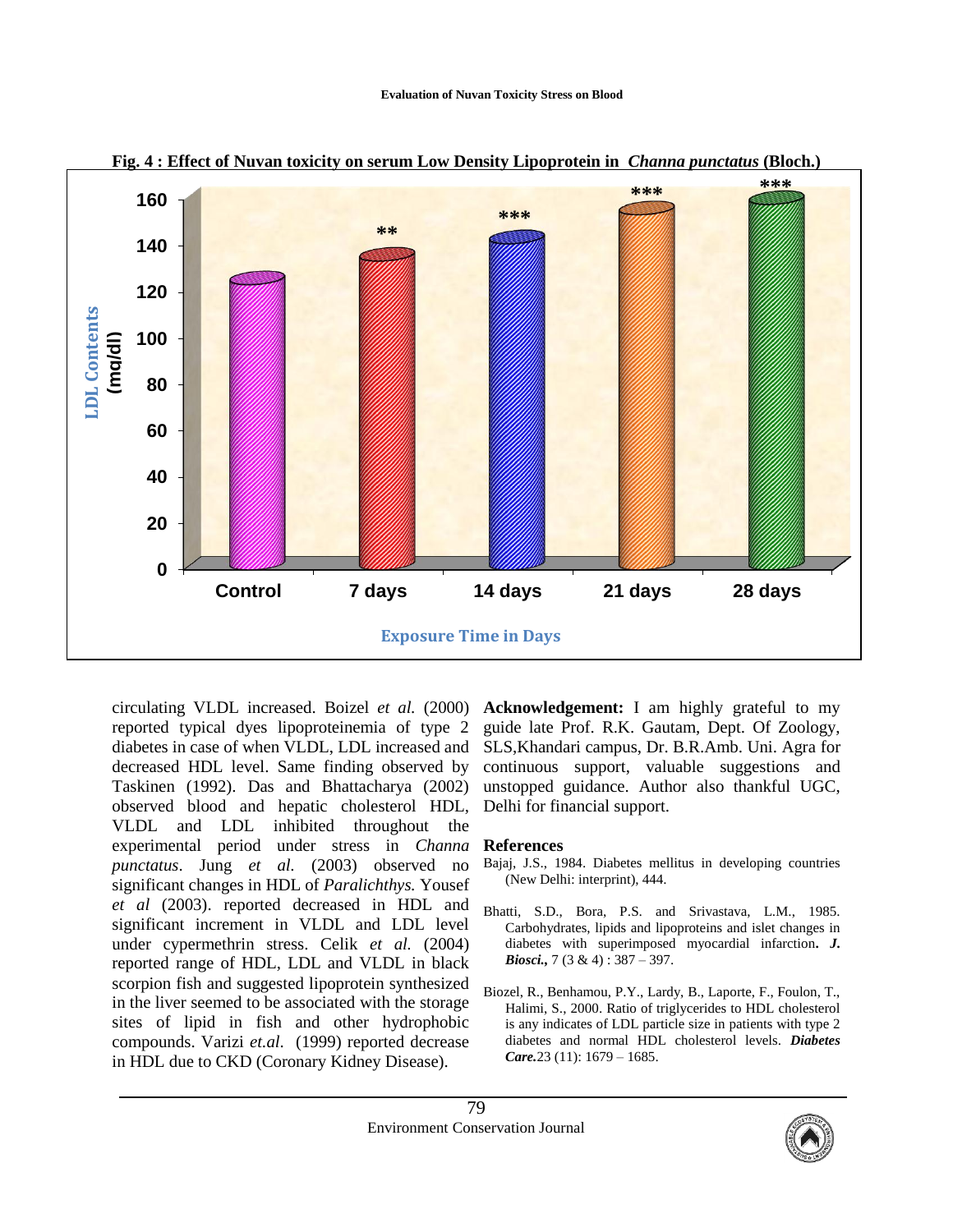**Fig. 4 : Effect of Nuvan toxicity on serum Low Density Lipoprotein in *Channa punctatus* (Bloch.)**

LDL Contents (mg/dl)

0
20
40
60
80
100
120
140
160

Control
7 days
14 days
21 days
28 days

**
***
***
***

Exposure Time in Days

circulating VLDL increased. Boizel *et al.* (2000) reported typical dyes lipoproteinemia of type 2 diabetes in case of when VLDL, LDL increased and decreased HDL level. Same finding observed by Taskinen (1992). Das and Bhattacharya (2002) observed blood and hepatic cholesterol HDL, VLDL and LDL inhibited throughout the experimental period under stress in *Channa punctatus*. Jung *et al.* (2003) observed no significant changes in HDL of *Paralichthys.* Yousef *et al* (2003). reported decreased in HDL and significant increment in VLDL and LDL level under cypermethrin stress. Celik *et al.* (2004) reported range of HDL, LDL and VLDL in black scorpion fish and suggested lipoprotein synthesized in the liver seemed to be associated with the storage sites of lipid in fish and other hydrophobic compounds. Varizi *et.al*. (1999) reported decrease in HDL due to CKD (Coronary Kidney Disease).

**Acknowledgement:** I am highly grateful to my guide late Prof. R.K. Gautam, Dept. Of Zoology, SLS,Khandari campus, Dr. B.R.Amb. Uni. Agra for continuous support, valuable suggestions and unstopped guidance. Author also thankful UGC, Delhi for financial support.

## References

Bajaj, J.S., 1984. Diabetes mellitus in developing countries (New Delhi: interprint), 444.

Bhatti, S.D., Bora, P.S. and Srivastava, L.M., 1985. Carbohydrates, lipids and lipoproteins and islet changes in diabetes with superimposed myocardial infarction**.** ***J. Biosci.,*** 7 (3 & 4) : 387 – 397.

Biozel, R., Benhamou, P.Y., Lardy, B., Laporte, F., Foulon, T., Halimi, S., 2000. Ratio of triglycerides to HDL cholesterol is any indicates of LDL particle size in patients with type 2 diabetes and normal HDL cholesterol levels. ***Diabetes Care.***23 (11): 1679 – 1685.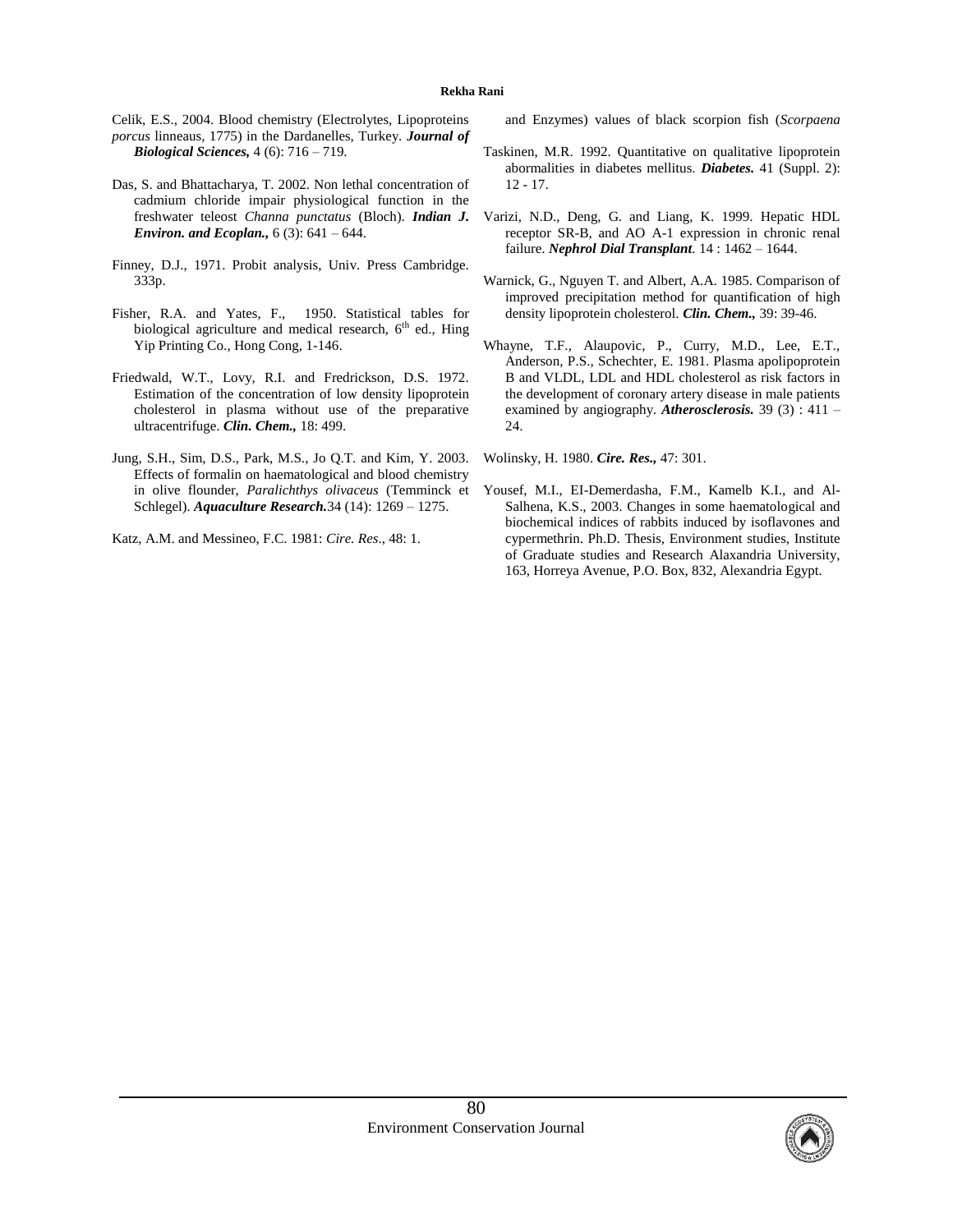Celik, E.S., 2004. Blood chemistry (Electrolytes, Lipoproteins and Enzymes) values of black scorpion fish (*Scorpaena porcus* linneaus, 1775) in the Dardanelles, Turkey. ***Journal of Biological Sciences,*** 4 (6): 716 – 719.

Das, S. and Bhattacharya, T. 2002. Non lethal concentration of cadmium chloride impair physiological function in the freshwater teleost *Channa punctatus* (Bloch). ***Indian J. Environ. and Ecoplan.,*** 6 (3): 641 – 644.

Finney, D.J., 1971. Probit analysis, Univ. Press Cambridge. 333p.

Fisher, R.A. and Yates, F., 1950. Statistical tables for biological agriculture and medical research, 6th ed., Hing Yip Printing Co., Hong Cong, 1-146.

Friedwald, W.T., Lovy, R.I. and Fredrickson, D.S. 1972. Estimation of the concentration of low density lipoprotein cholesterol in plasma without use of the preparative ultracentrifuge. ***Clin. Chem.,*** 18: 499.

Jung, S.H., Sim, D.S., Park, M.S., Jo Q.T. and Kim, Y. 2003. Effects of formalin on haematological and blood chemistry in olive flounder, *Paralichthys olivaceus* (Temminck et Schlegel). ***Aquaculture Research.***34 (14): 1269 – 1275.

Katz, A.M. and Messineo, F.C. 1981: *Cire. Res*., 48: 1.

Taskinen, M.R. 1992. Quantitative on qualitative lipoprotein abormalities in diabetes mellitus. ***Diabetes.*** 41 (Suppl. 2): 12 - 17.

Varizi, N.D., Deng, G. and Liang, K. 1999. Hepatic HDL receptor SR-B, and AO A-1 expression in chronic renal failure. ***Nephrol Dial Transplant.*** 14 : 1462 – 1644.

Warnick, G., Nguyen T. and Albert, A.A. 1985. Comparison of improved precipitation method for quantification of high density lipoprotein cholesterol. ***Clin. Chem.,*** 39: 39-46.

Whayne, T.F., Alaupovic, P., Curry, M.D., Lee, E.T., Anderson, P.S., Schechter, E. 1981. Plasma apolipoprotein B and VLDL, LDL and HDL cholesterol as risk factors in the development of coronary artery disease in male patients examined by angiography. ***Atherosclerosis.*** 39 (3) : 411 – 24.

Wolinsky, H. 1980. ***Cire. Res.,*** 47: 301.

Yousef, M.I., EI-Demerdasha, F.M., Kamelb K.I., and Al-Salhena, K.S., 2003. Changes in some haematological and biochemical indices of rabbits induced by isoflavones and cypermethrin. Ph.D. Thesis, Environment studies, Institute of Graduate studies and Research Alaxandria University, 163, Horreya Avenue, P.O. Box, 832, Alexandria Egypt.